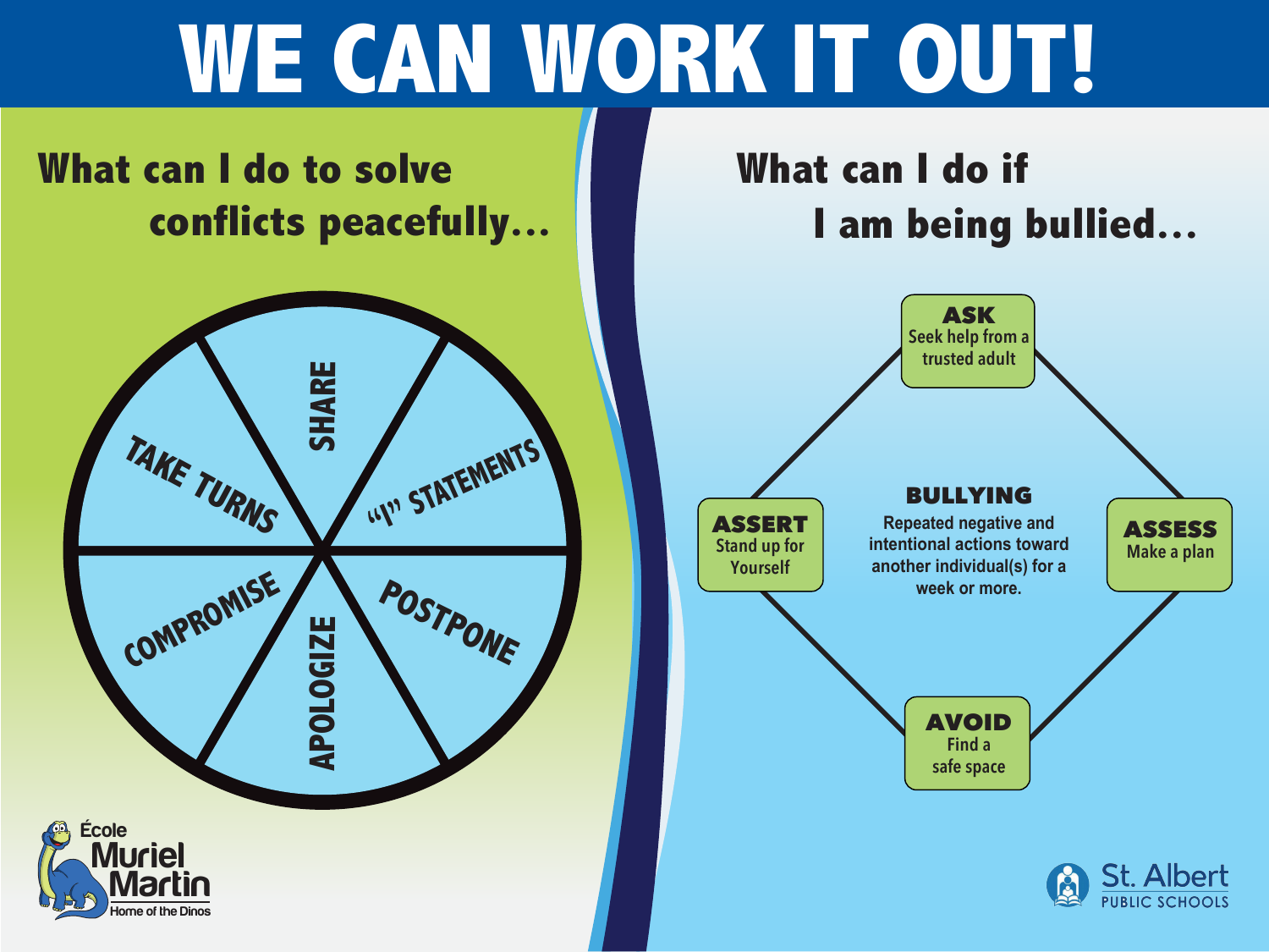# WE CAN WORK IT OUT!

## What can I do to solve conflicts peacefully...

- SHARE
- "I" STATEMENTS
- POSTPONE
- APOLOGIZE
- COMPROMISE
- TAKE TURNS

## What can I do if I am being bullied...

**ASK**
Seek help from a trusted adult

**ASSESS**
Make a plan

**AVOID**
Find a safe space

**ASSERT**
Stand up for Yourself

**BULLYING**
Repeated negative and intentional actions toward another individual(s) for a week or more.

École Muriel Martin
Home of the Dinos

St. Albert PUBLIC SCHOOLS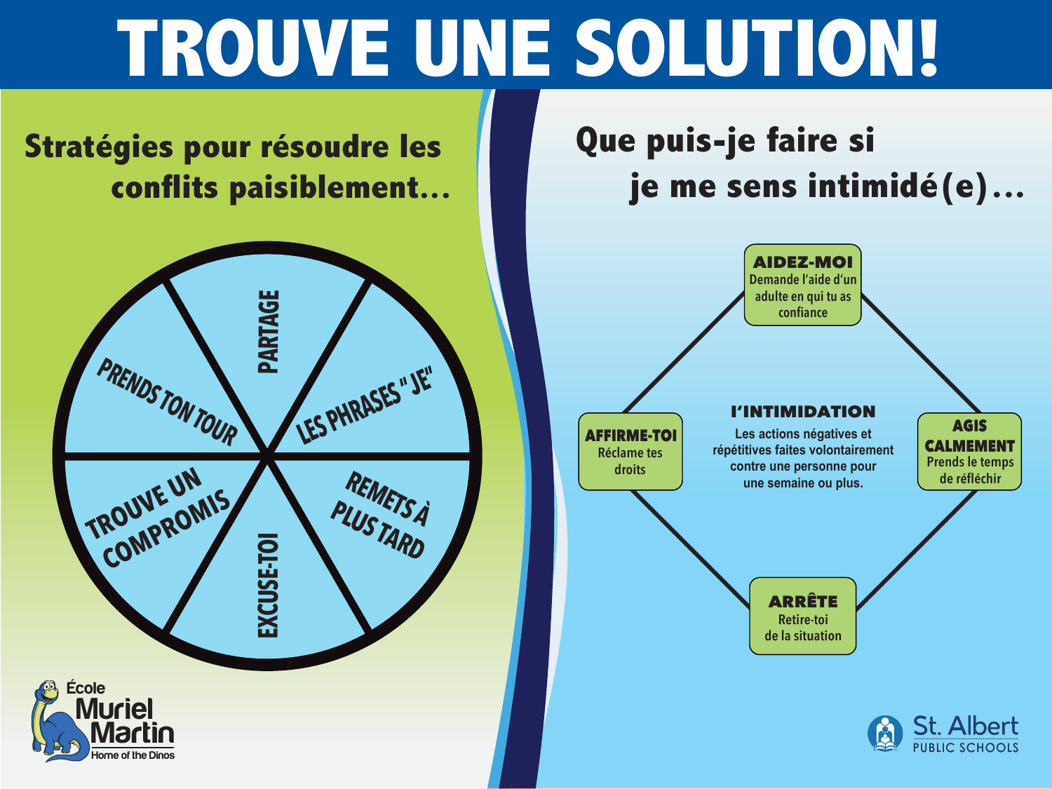# TROUVE UNE SOLUTION!

## Stratégies pour résoudre les conflits paisiblement…

- PARTAGE
- LES PHRASES "JE"
- REMETS À PLUS TARD
- EXCUSE-TOI
- TROUVE UN COMPROMIS
- PRENDS TON TOUR

## Que puis-je faire si je me sens intimidé(e)…

**L'INTIMIDATION**

Les actions négatives et répétitives faites volontairement contre une personne pour une semaine ou plus.

**AIDEZ-MOI**
Demande l'aide d'un adulte en qui tu as confiance

**AGIS CALMEMENT**
Prends le temps de réfléchir

**ARRÊTE**
Retire-toi de la situation

**AFFIRME-TOI**
Réclame tes droits

École Muriel Martin
Home of the Dinos

St. Albert PUBLIC SCHOOLS